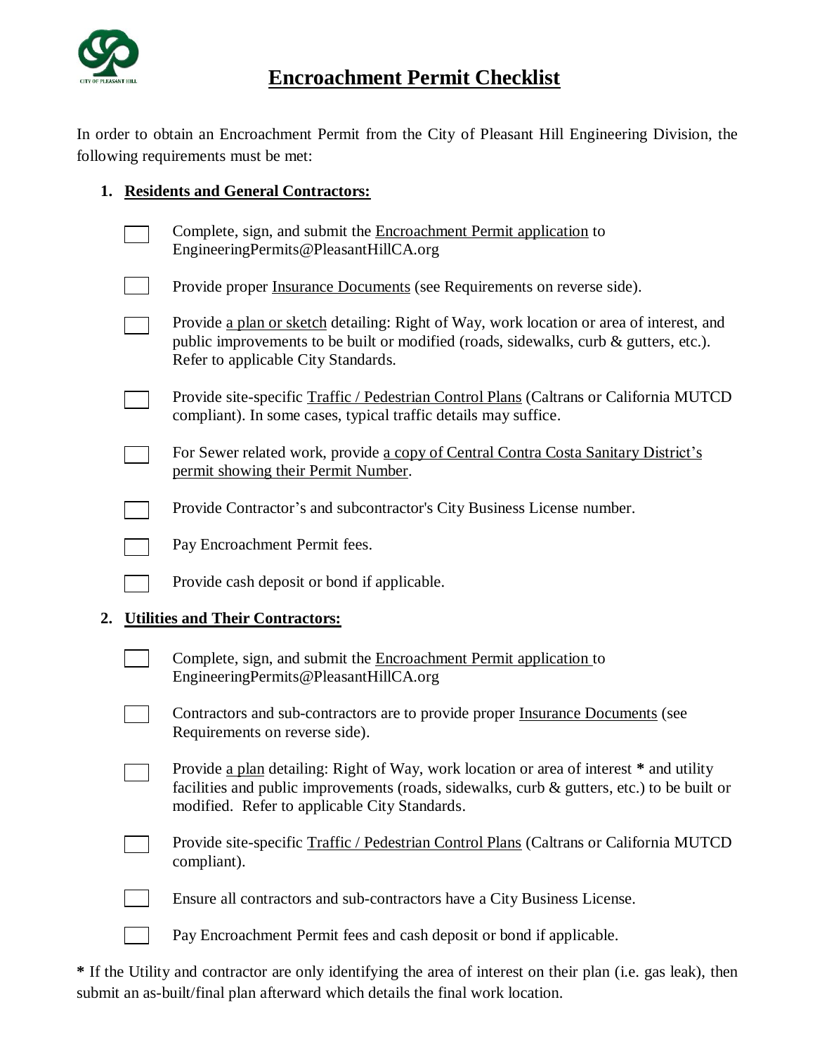# Encroachment Permit Checklist

In order to obtain an Encroachment Permit from the City of Pleasant Hill Engineering Division, the following requirements must be met:

1. **Residents and General Contractors:**

   - [ ] Complete, sign, and submit the Encroachment Permit application to EngineeringPermits@PleasantHillCA.org
   - [ ] Provide proper Insurance Documents (see Requirements on reverse side).
   - [ ] Provide a plan or sketch detailing: Right of Way, work location or area of interest, and public improvements to be built or modified (roads, sidewalks, curb & gutters, etc.). Refer to applicable City Standards.
   - [ ] Provide site-specific Traffic / Pedestrian Control Plans (Caltrans or California MUTCD compliant). In some cases, typical traffic details may suffice.
   - [ ] For Sewer related work, provide a copy of Central Contra Costa Sanitary District's permit showing their Permit Number.
   - [ ] Provide Contractor's and subcontractor's City Business License number.
   - [ ] Pay Encroachment Permit fees.
   - [ ] Provide cash deposit or bond if applicable.

2. **Utilities and Their Contractors:**

   - [ ] Complete, sign, and submit the Encroachment Permit application to EngineeringPermits@PleasantHillCA.org
   - [ ] Contractors and sub-contractors are to provide proper Insurance Documents (see Requirements on reverse side).
   - [ ] Provide a plan detailing: Right of Way, work location or area of interest * and utility facilities and public improvements (roads, sidewalks, curb & gutters, etc.) to be built or modified. Refer to applicable City Standards.
   - [ ] Provide site-specific Traffic / Pedestrian Control Plans (Caltrans or California MUTCD compliant).
   - [ ] Ensure all contractors and sub-contractors have a City Business License.
   - [ ] Pay Encroachment Permit fees and cash deposit or bond if applicable.

**\*** If the Utility and contractor are only identifying the area of interest on their plan (i.e. gas leak), then submit an as-built/final plan afterward which details the final work location.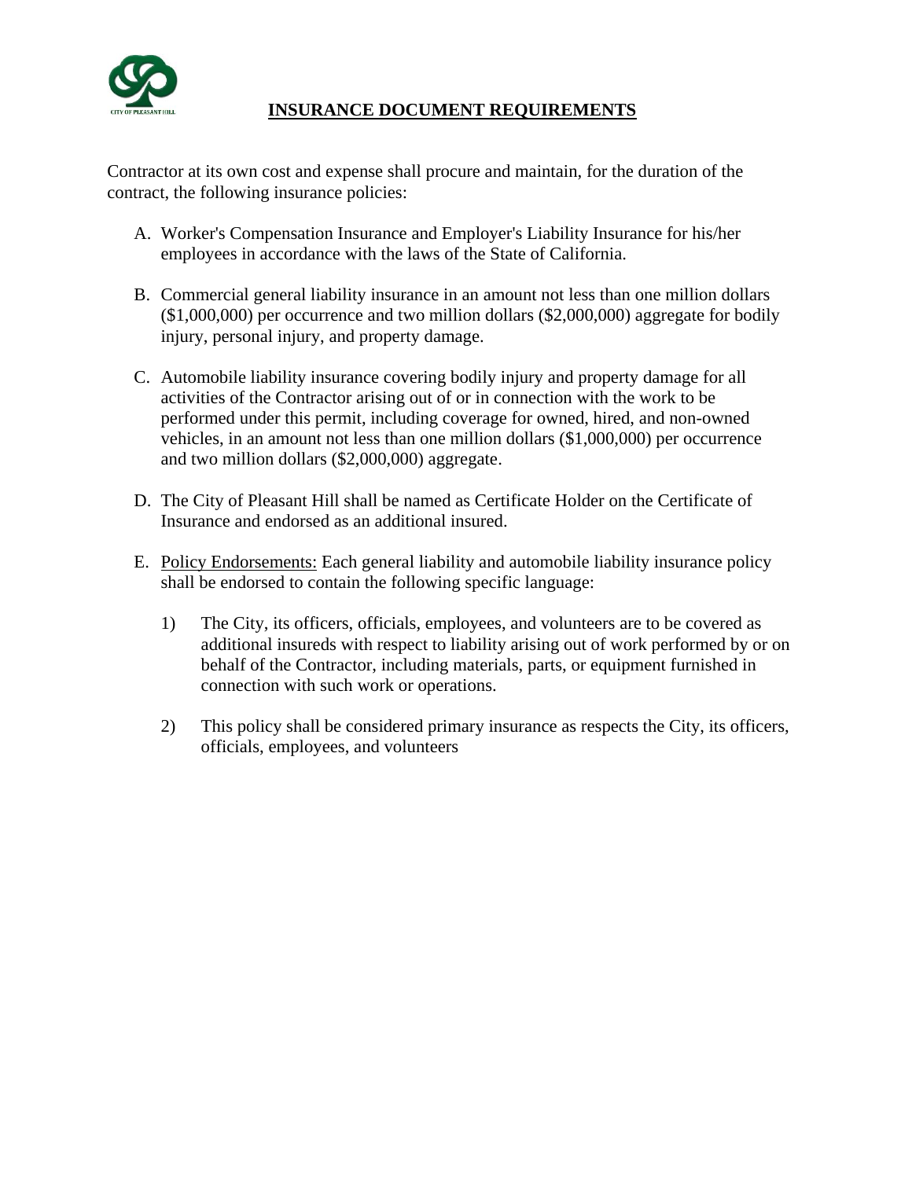# INSURANCE DOCUMENT REQUIREMENTS

Contractor at its own cost and expense shall procure and maintain, for the duration of the contract, the following insurance policies:

A. Worker's Compensation Insurance and Employer's Liability Insurance for his/her employees in accordance with the laws of the State of California.

B. Commercial general liability insurance in an amount not less than one million dollars ($1,000,000) per occurrence and two million dollars ($2,000,000) aggregate for bodily injury, personal injury, and property damage.

C. Automobile liability insurance covering bodily injury and property damage for all activities of the Contractor arising out of or in connection with the work to be performed under this permit, including coverage for owned, hired, and non-owned vehicles, in an amount not less than one million dollars ($1,000,000) per occurrence and two million dollars ($2,000,000) aggregate.

D. The City of Pleasant Hill shall be named as Certificate Holder on the Certificate of Insurance and endorsed as an additional insured.

E. <u>Policy Endorsements:</u> Each general liability and automobile liability insurance policy shall be endorsed to contain the following specific language:

   1) The City, its officers, officials, employees, and volunteers are to be covered as additional insureds with respect to liability arising out of work performed by or on behalf of the Contractor, including materials, parts, or equipment furnished in connection with such work or operations.

   2) This policy shall be considered primary insurance as respects the City, its officers, officials, employees, and volunteers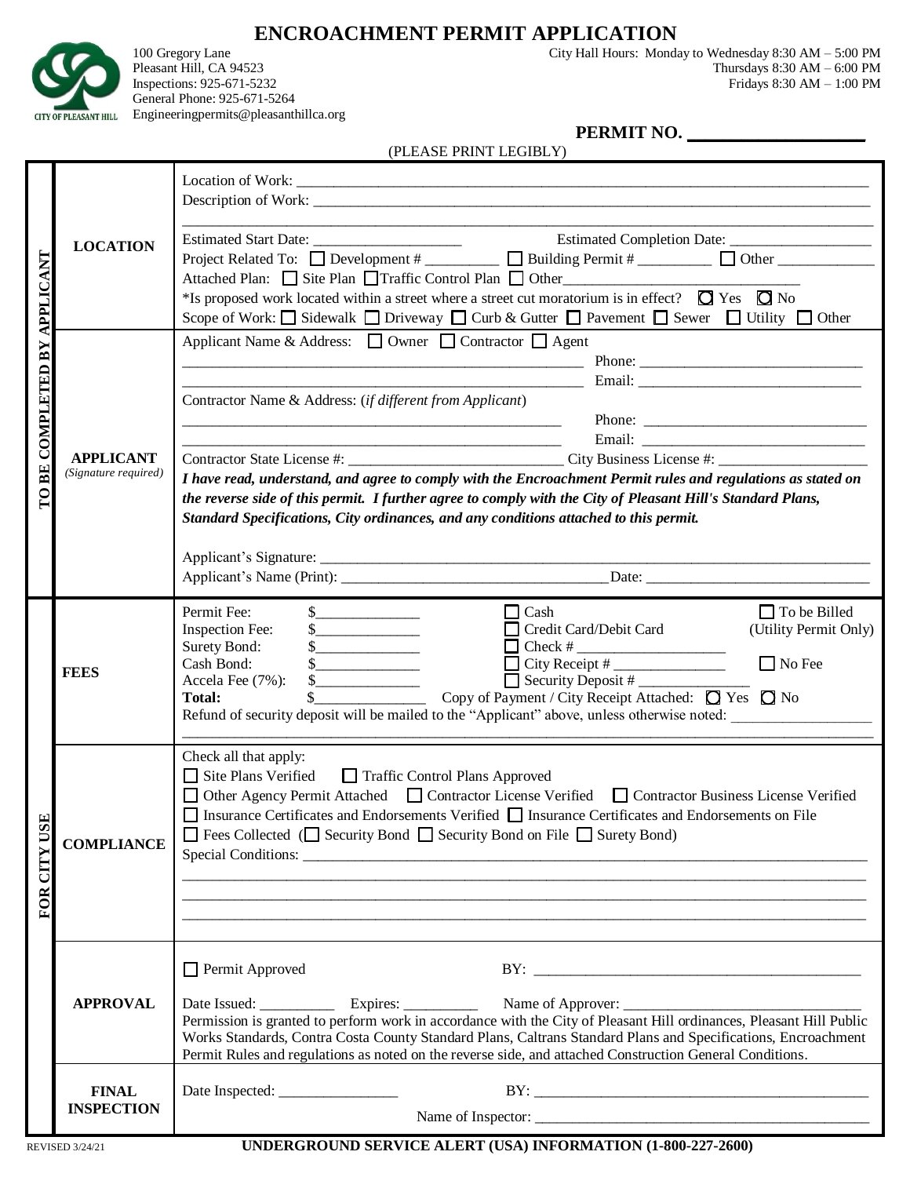# ENCROACHMENT PERMIT APPLICATION

100 Gregory Lane
Pleasant Hill, CA 94523
Inspections: 925-671-5232
General Phone: 925-671-5264
Engineeringpermits@pleasanthillca.org

City Hall Hours: Monday to Wednesday 8:30 AM – 5:00 PM
Thursdays 8:30 AM – 6:00 PM
Fridays 8:30 AM – 1:00 PM

**PERMIT NO. ___________________**

(PLEASE PRINT LEGIBLY)

## TO BE COMPLETED BY APPLICANT

### LOCATION

Location of Work: ______________________________________________

Description of Work: ______________________________________________

______________________________________________

Estimated Start Date: ____________________ Estimated Completion Date: ____________________

Project Related To: ☐ Development # __________ ☐ Building Permit # __________ ☐ Other ____________

Attached Plan: ☐ Site Plan ☐ Traffic Control Plan ☐ Other ______________________________

*Is proposed work located within a street where a street cut moratorium is in effect? ◯ Yes ◯ No

Scope of Work: ☐ Sidewalk ☐ Driveway ☐ Curb & Gutter ☐ Pavement ☐ Sewer ☐ Utility ☐ Other

### APPLICANT
*(Signature required)*

Applicant Name & Address: ☐ Owner ☐ Contractor ☐ Agent

______________________________________________ Phone: ______________________________

______________________________________________ Email: ______________________________

Contractor Name & Address: (*if different from Applicant*)

______________________________________________ Phone: ______________________________

______________________________________________ Email: ______________________________

Contractor State License #: ____________________________ City Business License #: ____________________

***I have read, understand, and agree to comply with the Encroachment Permit rules and regulations as stated on the reverse side of this permit. I further agree to comply with the City of Pleasant Hill's Standard Plans, Standard Specifications, City ordinances, and any conditions attached to this permit.***

Applicant's Signature: ______________________________________________

Applicant's Name (Print): ___________________________________ Date: ______________________________

## FOR CITY USE

### FEES

| | | | |
|---|---|---|---|
| Permit Fee: | $______________ | ☐ Cash | ☐ To be Billed (Utility Permit Only) |
| Inspection Fee: | $______________ | ☐ Credit Card/Debit Card | |
| Surety Bond: | $______________ | ☐ Check # ____________________ | |
| Cash Bond: | $______________ | ☐ City Receipt # _______________ | ☐ No Fee |
| Accela Fee (7%): | $______________ | ☐ Security Deposit # _______________ | |
| **Total:** | $______________ | Copy of Payment / City Receipt Attached: ◯ Yes ◯ No | |

Refund of security deposit will be mailed to the "Applicant" above, unless otherwise noted: ____________________

______________________________________________

### COMPLIANCE

Check all that apply:

☐ Site Plans Verified ☐ Traffic Control Plans Approved

☐ Other Agency Permit Attached ☐ Contractor License Verified ☐ Contractor Business License Verified

☐ Insurance Certificates and Endorsements Verified ☐ Insurance Certificates and Endorsements on File

☐ Fees Collected (☐ Security Bond ☐ Security Bond on File ☐ Surety Bond)

Special Conditions: ______________________________________________

______________________________________________

______________________________________________

______________________________________________

### APPROVAL

☐ Permit Approved BY: ______________________________________________

Date Issued: __________ Expires: __________ Name of Approver: ________________________________

Permission is granted to perform work in accordance with the City of Pleasant Hill ordinances, Pleasant Hill Public Works Standards, Contra Costa County Standard Plans, Caltrans Standard Plans and Specifications, Encroachment Permit Rules and regulations as noted on the reverse side, and attached Construction General Conditions.

### FINAL INSPECTION

Date Inspected: ________________ BY: ______________________________________________

Name of Inspector: ______________________________________________

REVISED 3/24/21

**UNDERGROUND SERVICE ALERT (USA) INFORMATION (1-800-227-2600)**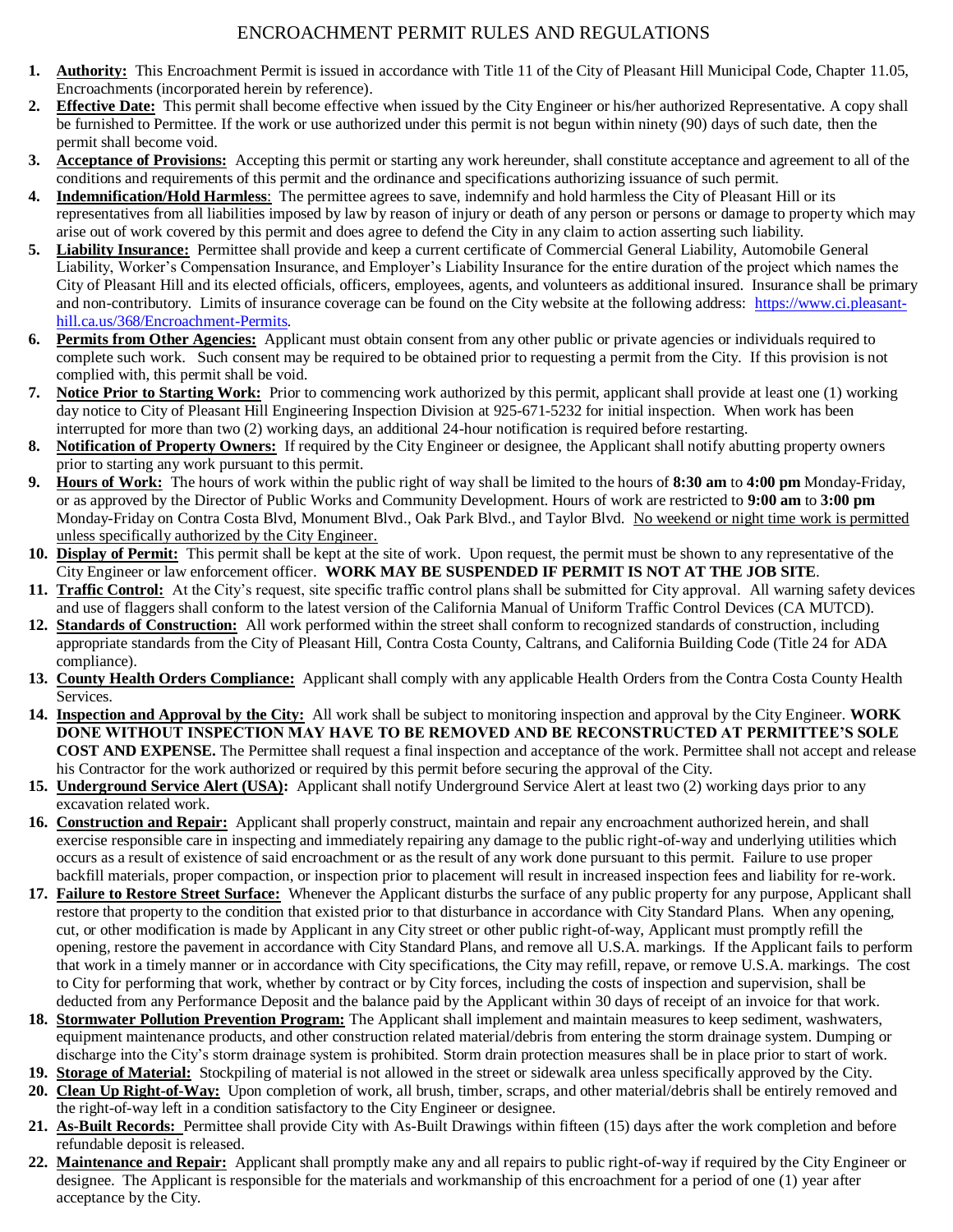# ENCROACHMENT PERMIT RULES AND REGULATIONS

1. **Authority:** This Encroachment Permit is issued in accordance with Title 11 of the City of Pleasant Hill Municipal Code, Chapter 11.05, Encroachments (incorporated herein by reference).
2. **Effective Date:** This permit shall become effective when issued by the City Engineer or his/her authorized Representative. A copy shall be furnished to Permittee. If the work or use authorized under this permit is not begun within ninety (90) days of such date, then the permit shall become void.
3. **Acceptance of Provisions:** Accepting this permit or starting any work hereunder, shall constitute acceptance and agreement to all of the conditions and requirements of this permit and the ordinance and specifications authorizing issuance of such permit.
4. **Indemnification/Hold Harmless**: The permittee agrees to save, indemnify and hold harmless the City of Pleasant Hill or its representatives from all liabilities imposed by law by reason of injury or death of any person or persons or damage to property which may arise out of work covered by this permit and does agree to defend the City in any claim to action asserting such liability.
5. **Liability Insurance:** Permittee shall provide and keep a current certificate of Commercial General Liability, Automobile General Liability, Worker's Compensation Insurance, and Employer's Liability Insurance for the entire duration of the project which names the City of Pleasant Hill and its elected officials, officers, employees, agents, and volunteers as additional insured. Insurance shall be primary and non-contributory. Limits of insurance coverage can be found on the City website at the following address: https://www.ci.pleasant-hill.ca.us/368/Encroachment-Permits.
6. **Permits from Other Agencies:** Applicant must obtain consent from any other public or private agencies or individuals required to complete such work. Such consent may be required to be obtained prior to requesting a permit from the City. If this provision is not complied with, this permit shall be void.
7. **Notice Prior to Starting Work:** Prior to commencing work authorized by this permit, applicant shall provide at least one (1) working day notice to City of Pleasant Hill Engineering Inspection Division at 925-671-5232 for initial inspection. When work has been interrupted for more than two (2) working days, an additional 24-hour notification is required before restarting.
8. **Notification of Property Owners:** If required by the City Engineer or designee, the Applicant shall notify abutting property owners prior to starting any work pursuant to this permit.
9. **Hours of Work:** The hours of work within the public right of way shall be limited to the hours of **8:30 am** to **4:00 pm** Monday-Friday, or as approved by the Director of Public Works and Community Development. Hours of work are restricted to **9:00 am** to **3:00 pm** Monday-Friday on Contra Costa Blvd, Monument Blvd., Oak Park Blvd., and Taylor Blvd. No weekend or night time work is permitted unless specifically authorized by the City Engineer.
10. **Display of Permit:** This permit shall be kept at the site of work. Upon request, the permit must be shown to any representative of the City Engineer or law enforcement officer. **WORK MAY BE SUSPENDED IF PERMIT IS NOT AT THE JOB SITE**.
11. **Traffic Control:** At the City's request, site specific traffic control plans shall be submitted for City approval. All warning safety devices and use of flaggers shall conform to the latest version of the California Manual of Uniform Traffic Control Devices (CA MUTCD).
12. **Standards of Construction:** All work performed within the street shall conform to recognized standards of construction, including appropriate standards from the City of Pleasant Hill, Contra Costa County, Caltrans, and California Building Code (Title 24 for ADA compliance).
13. **County Health Orders Compliance:** Applicant shall comply with any applicable Health Orders from the Contra Costa County Health Services.
14. **Inspection and Approval by the City:** All work shall be subject to monitoring inspection and approval by the City Engineer. **WORK DONE WITHOUT INSPECTION MAY HAVE TO BE REMOVED AND BE RECONSTRUCTED AT PERMITTEE'S SOLE COST AND EXPENSE.** The Permittee shall request a final inspection and acceptance of the work. Permittee shall not accept and release his Contractor for the work authorized or required by this permit before securing the approval of the City.
15. **Underground Service Alert (USA):** Applicant shall notify Underground Service Alert at least two (2) working days prior to any excavation related work.
16. **Construction and Repair:** Applicant shall properly construct, maintain and repair any encroachment authorized herein, and shall exercise responsible care in inspecting and immediately repairing any damage to the public right-of-way and underlying utilities which occurs as a result of existence of said encroachment or as the result of any work done pursuant to this permit. Failure to use proper backfill materials, proper compaction, or inspection prior to placement will result in increased inspection fees and liability for re-work.
17. **Failure to Restore Street Surface:** Whenever the Applicant disturbs the surface of any public property for any purpose, Applicant shall restore that property to the condition that existed prior to that disturbance in accordance with City Standard Plans. When any opening, cut, or other modification is made by Applicant in any City street or other public right-of-way, Applicant must promptly refill the opening, restore the pavement in accordance with City Standard Plans, and remove all U.S.A. markings. If the Applicant fails to perform that work in a timely manner or in accordance with City specifications, the City may refill, repave, or remove U.S.A. markings. The cost to City for performing that work, whether by contract or by City forces, including the costs of inspection and supervision, shall be deducted from any Performance Deposit and the balance paid by the Applicant within 30 days of receipt of an invoice for that work.
18. **Stormwater Pollution Prevention Program:** The Applicant shall implement and maintain measures to keep sediment, washwaters, equipment maintenance products, and other construction related material/debris from entering the storm drainage system. Dumping or discharge into the City's storm drainage system is prohibited. Storm drain protection measures shall be in place prior to start of work.
19. **Storage of Material:** Stockpiling of material is not allowed in the street or sidewalk area unless specifically approved by the City.
20. **Clean Up Right-of-Way:** Upon completion of work, all brush, timber, scraps, and other material/debris shall be entirely removed and the right-of-way left in a condition satisfactory to the City Engineer or designee.
21. **As-Built Records:** Permittee shall provide City with As-Built Drawings within fifteen (15) days after the work completion and before refundable deposit is released.
22. **Maintenance and Repair:** Applicant shall promptly make any and all repairs to public right-of-way if required by the City Engineer or designee. The Applicant is responsible for the materials and workmanship of this encroachment for a period of one (1) year after acceptance by the City.